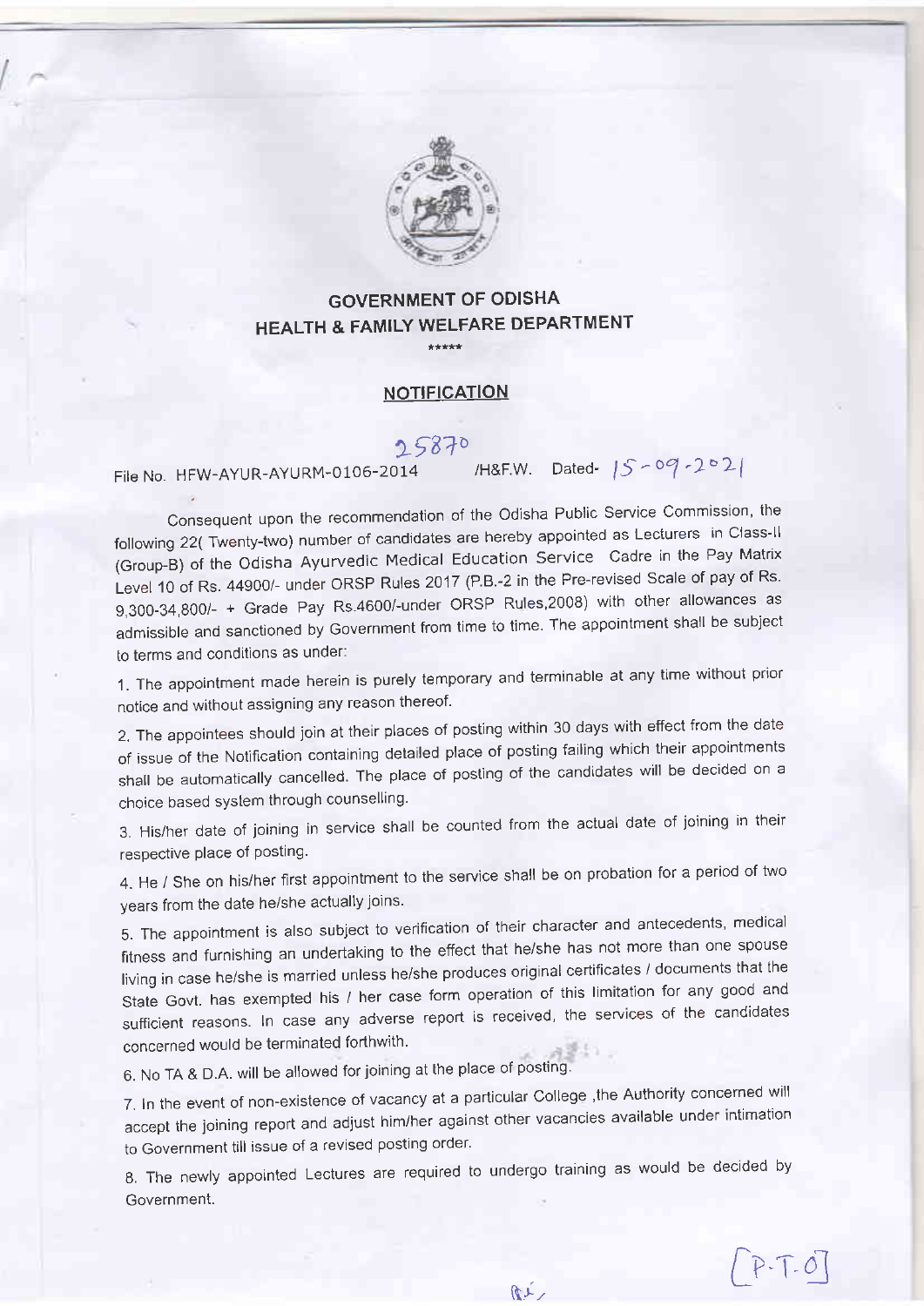# GOVERNMENT OF ODISHA
## HEALTH & FAMILY WELFARE DEPARTMENT

\*\*\*\*\*

### NOTIFICATION

File No. HFW-AYUR-AYURM-0106-2014 25870 /H&F.W. Dated- 15-09-2021

Consequent upon the recommendation of the Odisha Public Service Commission, the following 22( Twenty-two) number of candidates are hereby appointed as Lecturers in Class-II (Group-B) of the Odisha Ayurvedic Medical Education Service Cadre in the Pay Matrix Level 10 of Rs. 44900/- under ORSP Rules 2017 (P.B.-2 in the Pre-revised Scale of pay of Rs. 9,300-34,800/- + Grade Pay Rs.4600/-under ORSP Rules,2008) with other allowances as admissible and sanctioned by Government from time to time. The appointment shall be subject to terms and conditions as under:

1. The appointment made herein is purely temporary and terminable at any time without prior notice and without assigning any reason thereof.

2. The appointees should join at their places of posting within 30 days with effect from the date of issue of the Notification containing detailed place of posting failing which their appointments shall be automatically cancelled. The place of posting of the candidates will be decided on a choice based system through counselling.

3. His/her date of joining in service shall be counted from the actual date of joining in their respective place of posting.

4. He / She on his/her first appointment to the service shall be on probation for a period of two years from the date he/she actually joins.

5. The appointment is also subject to verification of their character and antecedents, medical fitness and furnishing an undertaking to the effect that he/she has not more than one spouse living in case he/she is married unless he/she produces original certificates / documents that the State Govt. has exempted his / her case form operation of this limitation for any good and sufficient reasons. In case any adverse report is received, the services of the candidates concerned would be terminated forthwith.

6. No TA & D.A. will be allowed for joining at the place of posting.

7. In the event of non-existence of vacancy at a particular College ,the Authority concerned will accept the joining report and adjust him/her against other vacancies available under intimation to Government till issue of a revised posting order.

8. The newly appointed Lectures are required to undergo training as would be decided by Government.

[P.T.O]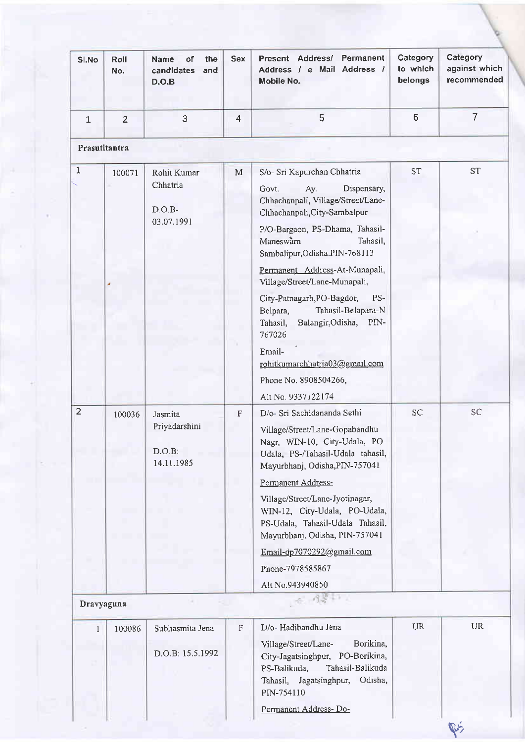| Sl.No | Roll No. | Name of the candidates and D.O.B | Sex | Present Address/ Permanent Address / e Mail Address / Mobile No. | Category to which belongs | Category against which recommended |
|---|---|---|---|---|---|---|
| 1 | 2 | 3 | 4 | 5 | 6 | 7 |
| **Prasutitantra** | | | | | | |
| 1 | 100071 | Rohit Kumar Chhatria<br>D.O.B- 03.07.1991 | M | S/o- Sri Kapurchan Chhatria<br>Govt. Ay. Dispensary, Chhachanpali, Village/Street/Lane- Chhachanpali,City-Sambalpur<br>P/O-Bargaon, PS-Dhama, Tahasil- Maneswarn Tahasil, Sambalipur,Odisha.PIN-768113<br>Permanent Address-At-Munapali, Village/Street/Lane-Munapali,<br>City-Patnagarh,PO-Bagdor, PS- Belpara, Tahasil-Belapara-N Tahasil, Balangir,Odisha, PIN- 767026<br>Email- rohitkumarchhatria03@gmail.com<br>Phone No. 8908504266,<br>Alt No. 9337122174 | ST | ST |
| 2 | 100036 | Jasmita Priyadarshini<br>D.O.B: 14.11.1985 | F | D/o- Sri Sachidananda Sethi<br>Village/Street/Lane-Gopabandhu Nagr, WIN-10, City-Udala, PO- Udala, PS-/Tahasil-Udala tahasil, Mayurbhanj, Odisha,PIN-757041<br>Permanent Address-<br>Village/Street/Lane-Jyotinagar, WIN-12, City-Udala, PO-Udala, PS-Udala, Tahasil-Udala Tahasil, Mayurbhanj, Odisha, PIN-757041<br>Email-dp7070292@gmail.com<br>Phone-7978585867<br>Alt No.943940850 | SC | SC |
| **Dravyaguna** | | | | | | |
| 1 | 100086 | Subhasmita Jena<br>D.O.B: 15.5.1992 | F | D/o- Hadibandhu Jena<br>Village/Street/Lane- Borikina, City-Jagatsinghpur, PO-Borikina, PS-Balikuda, Tahasil-Balikuda Tahasil, Jagatsinghpur, Odisha, PIN-754110<br>Permanent Address- Do- | UR | UR |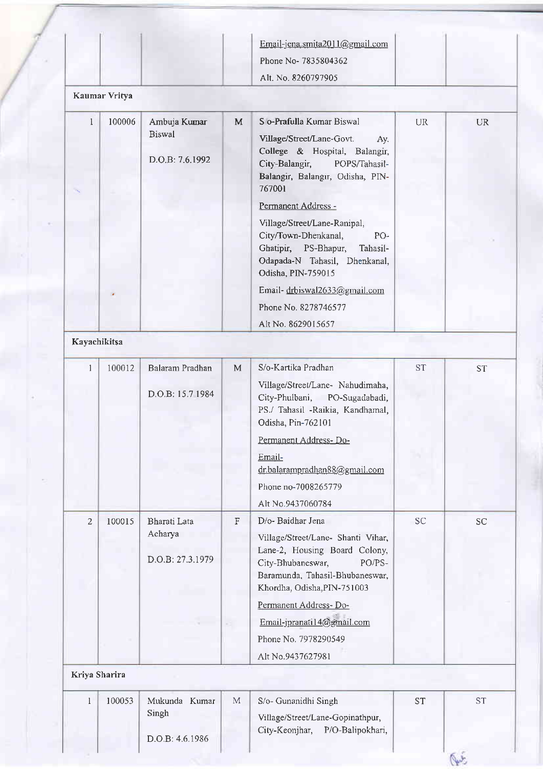| | | | | | | |
|---|---|---|---|---|---|---|
| | | | | Email-jena.smita2011@gmail.com<br>Phone No- 7835804362<br>Alt. No. 8260797905 | | |
| **Kaumar Vritya** | | | | | | |
| 1 | 100006 | Ambuja Kumar Biswal<br>D.O.B: 7.6.1992 | M | S/o-Prafulla Kumar Biswal<br>Village/Street/Lane-Govt. Ay. College & Hospital, Balangir, City-Balangir, POPS/Tahasil-Balangir, Balangir, Odisha, PIN-767001<br>Permanent Address -<br>Village/Street/Lane-Ranipal, City/Town-Dhenkanal, PO-Ghatipir, PS-Bhapur, Tahasil-Odapada-N Tahasil, Dhenkanal, Odisha, PIN-759015<br>Email- drbiswal2633@gmail.com<br>Phone No. 8278746577<br>Alt No. 8629015657 | UR | UR |
| **Kayachikitsa** | | | | | | |
| 1 | 100012 | Balaram Pradhan<br>D.O.B: 15.7.1984 | M | S/o-Kartika Pradhan<br>Village/Street/Lane- Nahudimaha, City-Phulbani, PO-Sugadabadi, PS./ Tahasil -Raikia, Kandhamal, Odisha, Pin-762101<br>Permanent Address- Do-<br>Email-dr.balarampradhan88@gmail.com<br>Phone no-7008265779<br>Alt No.9437060784 | ST | ST |
| 2 | 100015 | Bharati Lata Acharya<br>D.O.B: 27.3.1979 | F | D/o- Baidhar Jena<br>Village/Street/Lane- Shanti Vihar, Lane-2, Housing Board Colony, City-Bhubaneswar, PO/PS-Baramunda, Tahasil-Bhubaneswar, Khordha, Odisha,PIN-751003<br>Permanent Address- Do-<br>Email-jpranati14@gmail.com<br>Phone No. 7978290549<br>Alt No.9437627981 | SC | SC |
| **Kriya Sharira** | | | | | | |
| 1 | 100053 | Mukunda Kumar Singh<br>D.O.B: 4.6.1986 | M | S/o- Gunanidhi Singh<br>Village/Street/Lane-Gopinathpur, City-Keonjhar, P/O-Balipokhari, | ST | ST |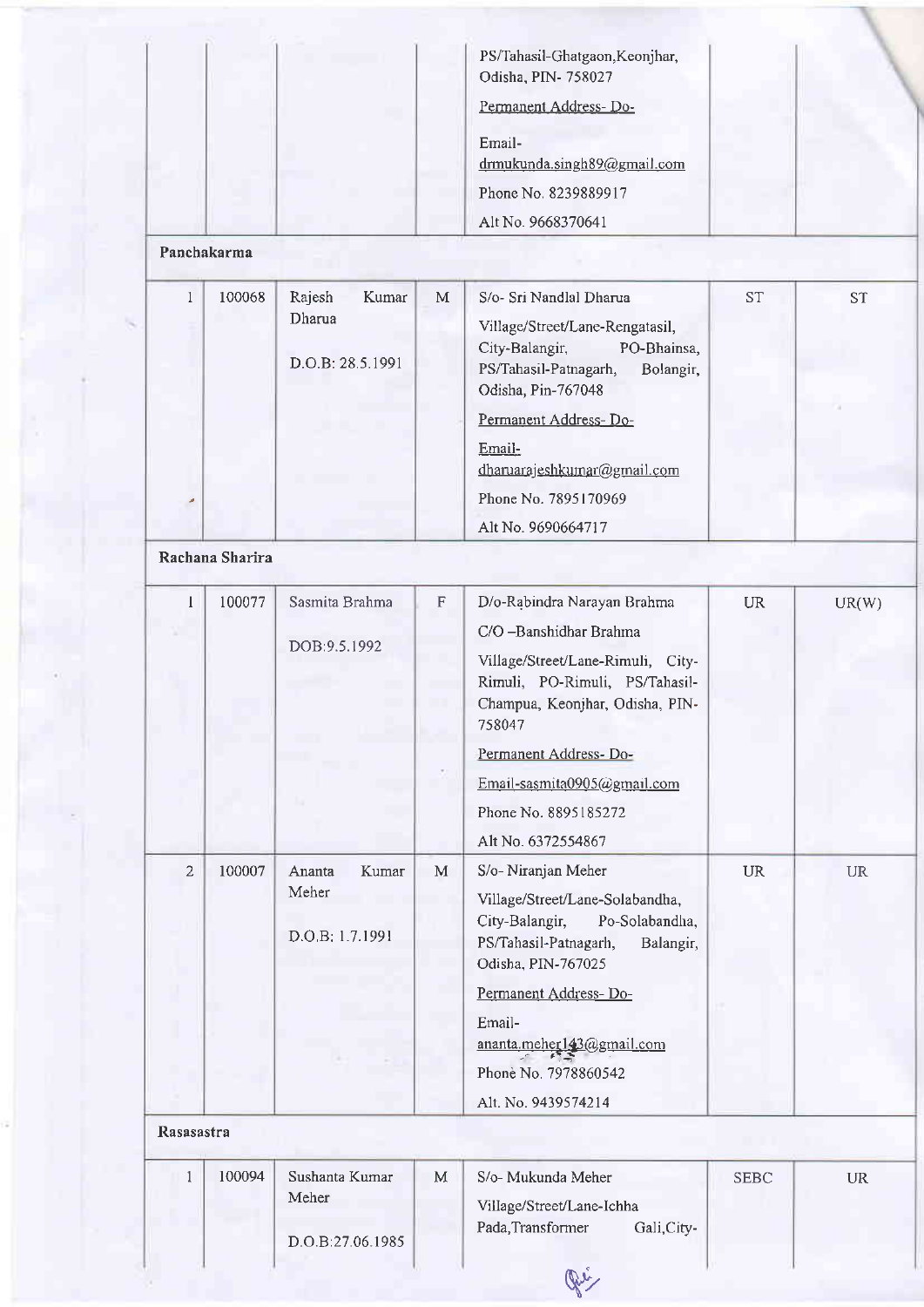| | | | | | | |
|---|---|---|---|---|---|---|
| | | | | PS/Tahasil-Ghatgaon,Keonjhar, Odisha, PIN- 758027<br>Permanent Address- Do-<br>Email- drmukunda.singh89@gmail.com<br>Phone No. 8239889917<br>Alt No. 9668370641 | | |
| **Panchakarma** | | | | | | |
| 1 | 100068 | Rajesh Kumar Dharua<br>D.O.B: 28.5.1991 | M | S/o- Sri Nandlal Dharua<br>Village/Street/Lane-Rengatasil, City-Balangir, PO-Bhainsa, PS/Tahasil-Patnagarh, Bolangir, Odisha, Pin-767048<br>Permanent Address- Do-<br>Email- dharuarajeshkumar@gmail.com<br>Phone No. 7895170969<br>Alt No. 9690664717 | ST | ST |
| **Rachana Sharira** | | | | | | |
| 1 | 100077 | Sasmita Brahma<br>DOB:9.5.1992 | F | D/o-Rabindra Narayan Brahma<br>C/O –Banshidhar Brahma<br>Village/Street/Lane-Rimuli, City-Rimuli, PO-Rimuli, PS/Tahasil-Champua, Keonjhar, Odisha, PIN-758047<br>Permanent Address- Do-<br>Email-sasmita0905@gmail.com<br>Phone No. 8895185272<br>Alt No. 6372554867 | UR | UR(W) |
| 2 | 100007 | Ananta Kumar Meher<br>D.O.B: 1.7.1991 | M | S/o- Niranjan Meher<br>Village/Street/Lane-Solabandha, City-Balangir, Po-Solabandha, PS/Tahasil-Patnagarh, Balangir, Odisha, PIN-767025<br>Permanent Address- Do-<br>Email- ananta.meher143@gmail.com<br>Phone No. 7978860542<br>Alt. No. 9439574214 | UR | UR |
| **Rasasastra** | | | | | | |
| 1 | 100094 | Sushanta Kumar Meher<br>D.O.B:27.06.1985 | M | S/o- Mukunda Meher<br>Village/Street/Lane-Ichha Pada,Transformer Gali,City- | SEBC | UR |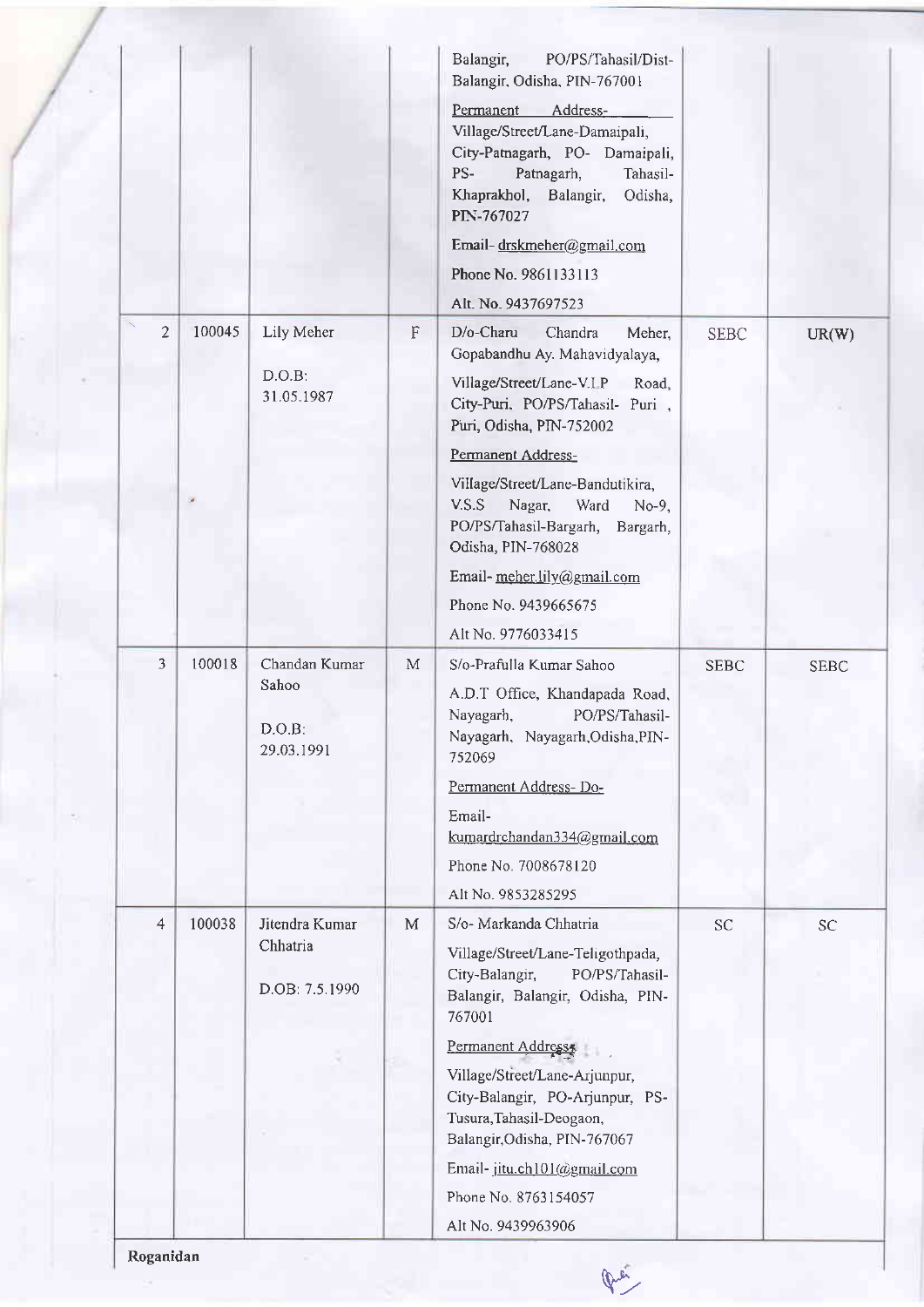| | | | | Balangir, PO/PS/Tahasil/Dist-Balangir, Odisha, PIN-767001<br>Permanent Address-<br>Village/Street/Lane-Damaipali, City-Patnagarh, PO- Damaipali, PS- Patnagarh, Tahasil-Khaprakhol, Balangir, Odisha, PIN-767027<br>Email- drskmeher@gmail.com<br>Phone No. 9861133113<br>Alt. No. 9437697523 | | |
|---|---|---|---|---|---|---|
| 2 | 100045 | Lily Meher<br>D.O.B: 31.05.1987 | F | D/o-Charu Chandra Meher, Gopabandhu Ay. Mahavidyalaya,<br>Village/Street/Lane-V.I.P Road, City-Puri, PO/PS/Tahasil- Puri , Puri, Odisha, PIN-752002<br>Permanent Address-<br>Village/Street/Lane-Bandutikira, V.S.S Nagar, Ward No-9, PO/PS/Tahasil-Bargarh, Bargarh, Odisha, PIN-768028<br>Email- meher.lily@gmail.com<br>Phone No. 9439665675<br>Alt No. 9776033415 | SEBC | UR(W) |
| 3 | 100018 | Chandan Kumar Sahoo<br>D.O.B: 29.03.1991 | M | S/o-Prafulla Kumar Sahoo<br>A.D.T Office, Khandapada Road, Nayagarh, PO/PS/Tahasil-Nayagarh, Nayagarh,Odisha,PIN-752069<br>Permanent Address- Do-<br>Email- kumardrchandan334@gmail.com<br>Phone No. 7008678120<br>Alt No. 9853285295 | SEBC | SEBC |
| 4 | 100038 | Jitendra Kumar Chhatria<br>D.OB: 7.5.1990 | M | S/o- Markanda Chhatria<br>Village/Street/Lane-Teligothpada, City-Balangir, PO/PS/Tahasil-Balangir, Balangir, Odisha, PIN-767001<br>Permanent Address-<br>Village/Street/Lane-Arjunpur, City-Balangir, PO-Arjunpur, PS-Tusura,Tahasil-Deogaon, Balangir,Odisha, PIN-767067<br>Email- jitu.ch101@gmail.com<br>Phone No. 8763154057<br>Alt No. 9439963906 | SC | SC |

**Roganidan**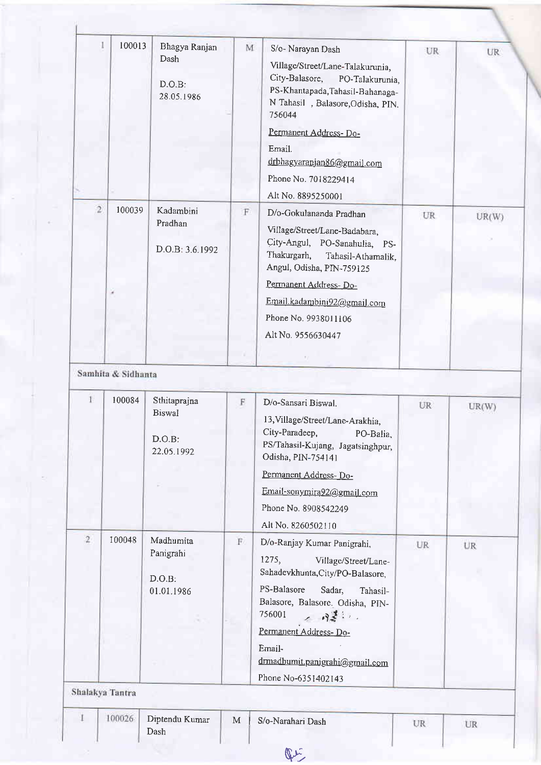| | | | | | | |
|---|---|---|---|---|---|---|
| 1 | 100013 | Bhagya Ranjan Dash<br><br>D.O.B: 28.05.1986 | M | S/o- Narayan Dash<br>Village/Street/Lane-Talakurunia, City-Balasore, PO-Talakurunia, PS-Khantapada,Tahasil-Bahanaga-N Tahasil , Balasore,Odisha, PIN. 756044<br>Permanent Address- Do-<br>Email. drbhagyaranjan86@gmail.com<br>Phone No. 7018229414<br>Alt No. 8895250001 | UR | UR |
| 2 | 100039 | Kadambini Pradhan<br><br>D.O.B: 3.6.1992 | F | D/o-Gokulananda Pradhan<br>Village/Street/Lane-Badabara, City-Angul, PO-Sanahulia, PS-Thakurgarh, Tahasil-Athamalik, Angul, Odisha, PIN-759125<br>Permanent Address- Do-<br>Email.kadambini92@gmail.com<br>Phone No. 9938011106<br>Alt No. 9556630447 | UR | UR(W) |

**Samhita & Sidhanta**

| | | | | | | |
|---|---|---|---|---|---|---|
| 1 | 100084 | Sthitaprajna Biswal<br><br>D.O.B: 22.05.1992 | F | D/o-Sansari Biswal.<br>13,Village/Street/Lane-Arakhia, City-Paradeep, PO-Balia, PS/Tahasil-Kujang, Jagatsinghpur, Odisha, PIN-754141<br>Permanent Address- Do-<br>Email-sonymira92@gmail.com<br>Phone No. 8908542249<br>Alt No. 8260502110 | UR | UR(W) |
| 2 | 100048 | Madhumita Panigrahi<br><br>D.O.B: 01.01.1986 | F | D/o-Ranjay Kumar Panigrahi,<br>1275, Village/Street/Lane-Sahadevkhunta,City/PO-Balasore, PS-Balasore Sadar, Tahasil-Balasore, Balasore, Odisha, PIN-756001<br>Permanent Address- Do-<br>Email-drmadhumit.panigrahi@gmail.com<br>Phone No-6351402143 | UR | UR |

**Shalakya Tantra**

| | | | | | | |
|---|---|---|---|---|---|---|
| 1 | 100026 | Diptendu Kumar Dash | M | S/o-Narahari Dash | UR | UR |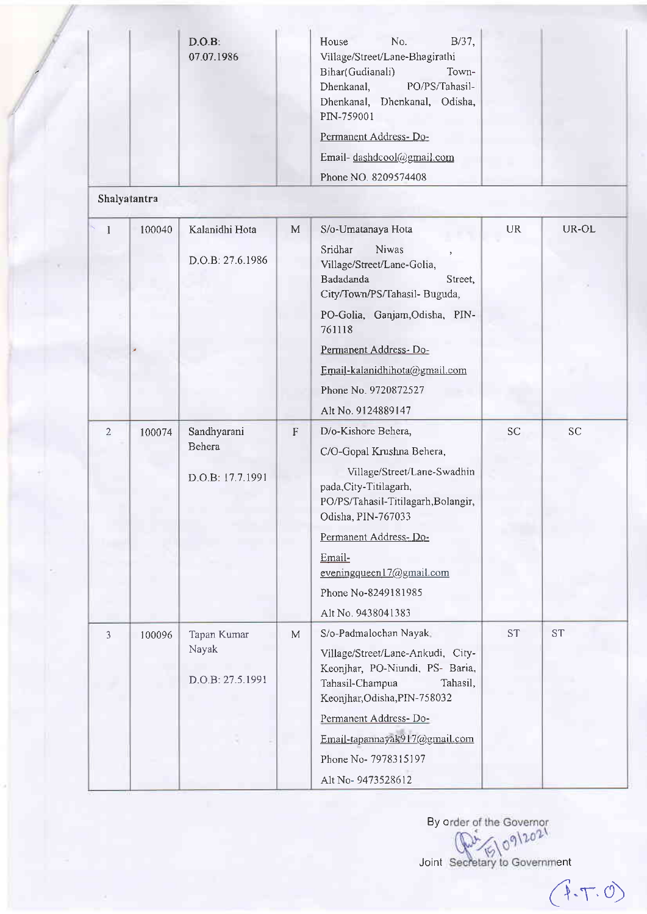| | | | | | | |
|---|---|---|---|---|---|---|
| | | D.O.B: 07.07.1986 | | House No. B/37, Village/Street/Lane-Bhagirathi Bihar(Gudianali) Town-Dhenkanal, PO/PS/Tahasil-Dhenkanal, Dhenkanal, Odisha, PIN-759001<br>Permanent Address- Do-<br>Email- dashdcool@gmail.com<br>Phone NO. 8209574408 | | |
| **Shalyatantra** | | | | | | |
| 1 | 100040 | Kalanidhi Hota<br>D.O.B: 27.6.1986 | M | S/o-Umatanaya Hota<br>Sridhar Niwas , Village/Street/Lane-Golia, Badadanda Street, City/Town/PS/Tahasil- Buguda,<br>PO-Golia, Ganjam,Odisha, PIN-761118<br>Permanent Address- Do-<br>Email-kalanidhihota@gmail.com<br>Phone No. 9720872527<br>Alt No. 9124889147 | UR | UR-OL |
| 2 | 100074 | Sandhyarani Behera<br>D.O.B: 17.7.1991 | F | D/o-Kishore Behera,<br>C/O-Gopal Krushna Behera,<br>Village/Street/Lane-Swadhin pada,City-Titilagarh, PO/PS/Tahasil-Titilagarh,Bolangir, Odisha, PIN-767033<br>Permanent Address- Do-<br>Email- eveningqueen17@gmail.com<br>Phone No-8249181985<br>Alt No. 9438041383 | SC | SC |
| 3 | 100096 | Tapan Kumar Nayak<br>D.O.B: 27.5.1991 | M | S/o-Padmalochan Nayak,<br>Village/Street/Lane-Ankudi, City-Keonjhar, PO-Niundi, PS- Baria, Tahasil-Champua Tahasil, Keonjhar,Odisha,PIN-758032<br>Permanent Address- Do-<br>Email-tapannayak917@gmail.com<br>Phone No- 7978315197<br>Alt No- 9473528612 | ST | ST |

By order of the Governor

15/09/2021

Joint Secretary to Government

(P.T.O)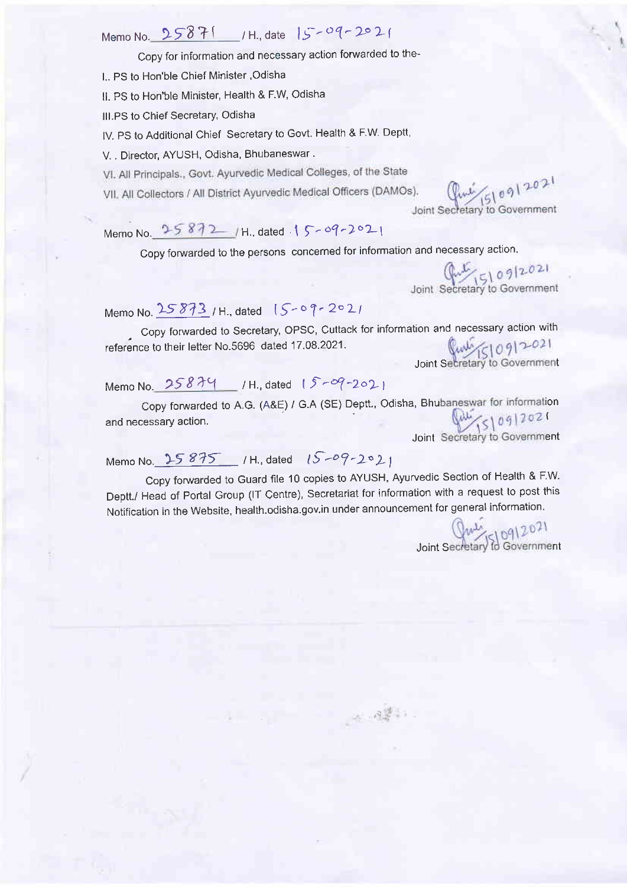Memo No. 25871 / H., date 15-09-2021

Copy for information and necessary action forwarded to the-

I.. PS to Hon'ble Chief Minister ,Odisha

II. PS to Hon'ble Minister, Health & F.W, Odisha

III.PS to Chief Secretary, Odisha

IV. PS to Additional Chief Secretary to Govt. Health & F.W. Deptt,

V. . Director, AYUSH, Odisha, Bhubaneswar .

VI. All Principals., Govt. Ayurvedic Medical Colleges, of the State

VII. All Collectors / All District Ayurvedic Medical Officers (DAMOs).

15/09/2021
Joint Secretary to Government

Memo No. 25872 / H., dated 15-09-2021

Copy forwarded to the persons concerned for information and necessary action.

15/09/2021
Joint Secretary to Government

Memo No. 25873 / H., dated 15-09-2021

Copy forwarded to Secretary, OPSC, Cuttack for information and necessary action with reference to their letter No.5696 dated 17.08.2021.

15/09/2021
Joint Secretary to Government

Memo No. 25874 / H., dated 15-09-2021

Copy forwarded to A.G. (A&E) / G.A (SE) Deptt., Odisha, Bhubaneswar for information and necessary action.

15/09/2021
Joint Secretary to Government

Memo No. 25875 / H., dated 15-09-2021

Copy forwarded to Guard file 10 copies to AYUSH, Ayurvedic Section of Health & F.W. Deptt./ Head of Portal Group (IT Centre), Secretariat for information with a request to post this Notification in the Website, health.odisha.gov.in under announcement for general information.

15/09/2021
Joint Secretary to Government